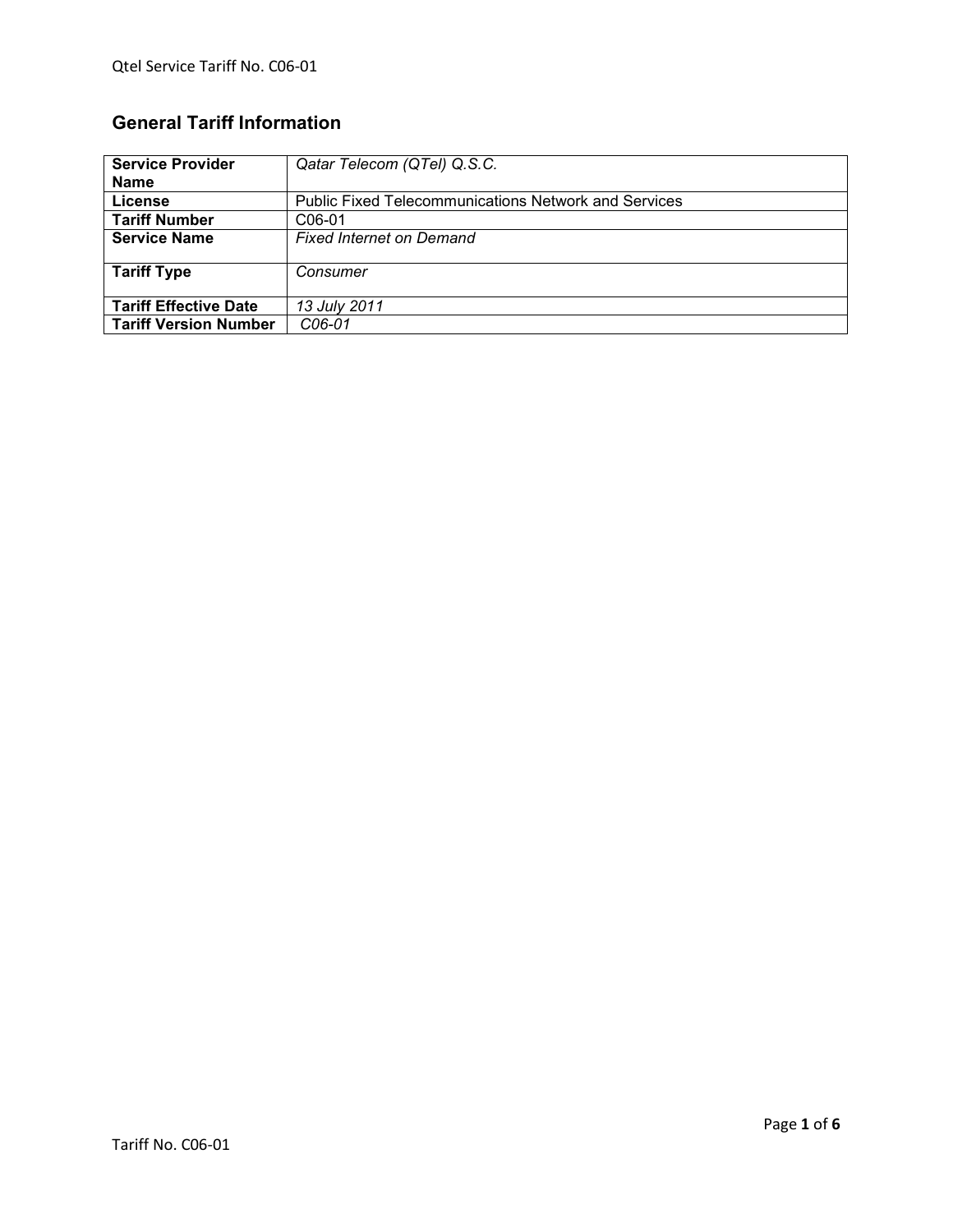## General Tariff Information

| | |
|---|---|
| **Service Provider Name** | *Qatar Telecom (QTel) Q.S.C.* |
| **License** | Public Fixed Telecommunications Network and Services |
| **Tariff Number** | C06-01 |
| **Service Name** | *Fixed Internet on Demand* |
| **Tariff Type** | *Consumer* |
| **Tariff Effective Date** | *13 July 2011* |
| **Tariff Version Number** | *C06-01* |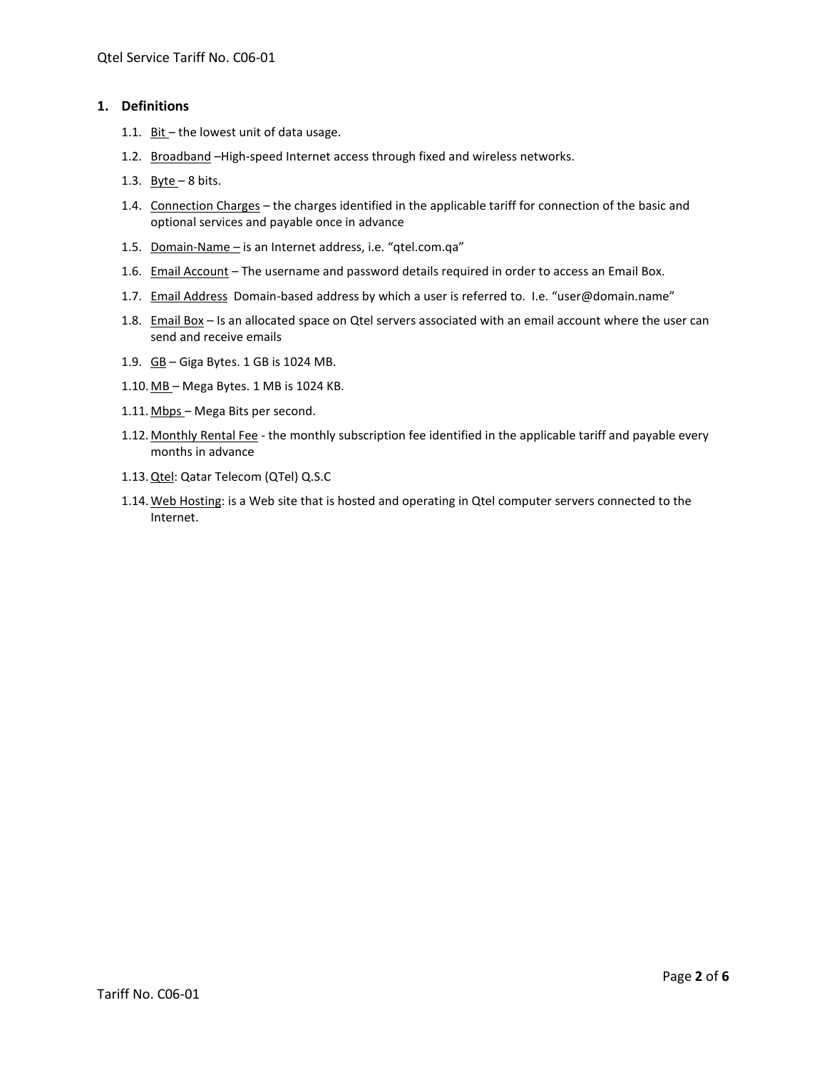## 1. Definitions

1.1. Bit – the lowest unit of data usage.

1.2. Broadband –High-speed Internet access through fixed and wireless networks.

1.3. Byte – 8 bits.

1.4. Connection Charges – the charges identified in the applicable tariff for connection of the basic and optional services and payable once in advance

1.5. Domain-Name – is an Internet address, i.e. "qtel.com.qa"

1.6. Email Account – The username and password details required in order to access an Email Box.

1.7. Email Address Domain-based address by which a user is referred to. I.e. "user@domain.name"

1.8. Email Box – Is an allocated space on Qtel servers associated with an email account where the user can send and receive emails

1.9. GB – Giga Bytes. 1 GB is 1024 MB.

1.10. MB – Mega Bytes. 1 MB is 1024 KB.

1.11. Mbps – Mega Bits per second.

1.12. Monthly Rental Fee - the monthly subscription fee identified in the applicable tariff and payable every months in advance

1.13. Qtel: Qatar Telecom (QTel) Q.S.C

1.14. Web Hosting: is a Web site that is hosted and operating in Qtel computer servers connected to the Internet.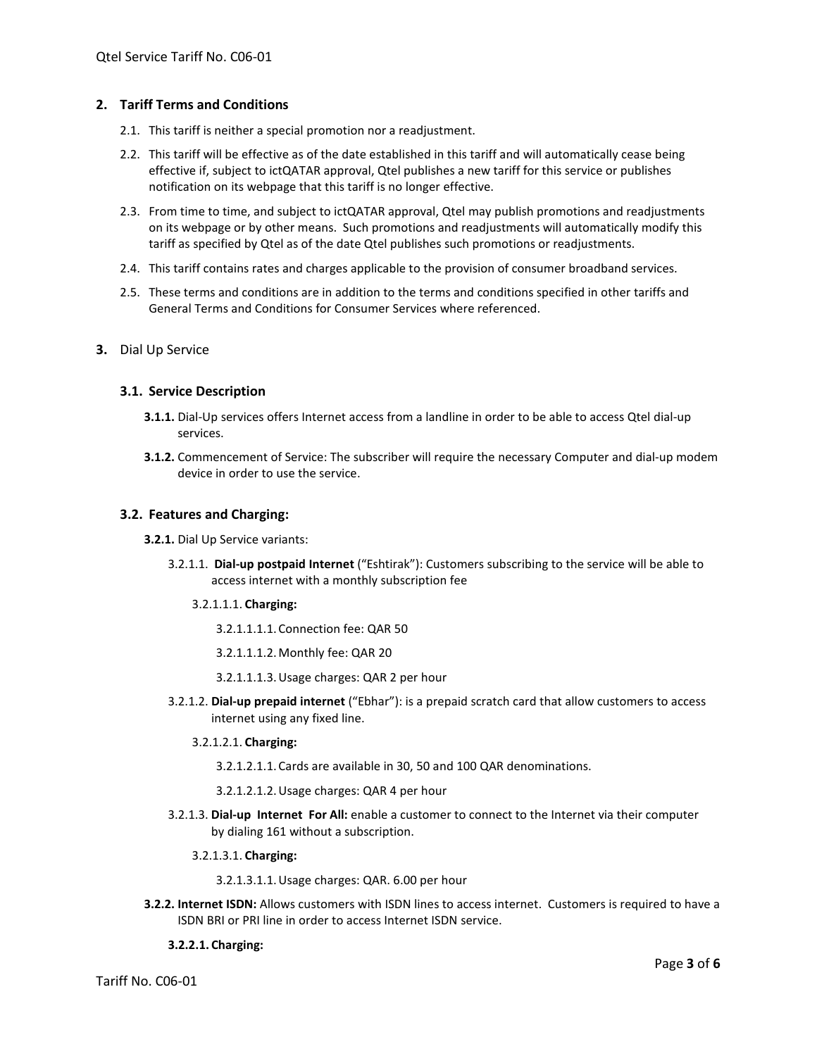## 2. Tariff Terms and Conditions

2.1. This tariff is neither a special promotion nor a readjustment.

2.2. This tariff will be effective as of the date established in this tariff and will automatically cease being effective if, subject to ictQATAR approval, Qtel publishes a new tariff for this service or publishes notification on its webpage that this tariff is no longer effective.

2.3. From time to time, and subject to ictQATAR approval, Qtel may publish promotions and readjustments on its webpage or by other means. Such promotions and readjustments will automatically modify this tariff as specified by Qtel as of the date Qtel publishes such promotions or readjustments.

2.4. This tariff contains rates and charges applicable to the provision of consumer broadband services.

2.5. These terms and conditions are in addition to the terms and conditions specified in other tariffs and General Terms and Conditions for Consumer Services where referenced.

## 3. Dial Up Service

### 3.1. Service Description

**3.1.1.** Dial-Up services offers Internet access from a landline in order to be able to access Qtel dial-up services.

**3.1.2.** Commencement of Service: The subscriber will require the necessary Computer and dial-up modem device in order to use the service.

### 3.2. Features and Charging:

**3.2.1.** Dial Up Service variants:

3.2.1.1. **Dial-up postpaid Internet** ("Eshtirak"): Customers subscribing to the service will be able to access internet with a monthly subscription fee

3.2.1.1.1. **Charging:**

3.2.1.1.1.1. Connection fee: QAR 50

3.2.1.1.1.2. Monthly fee: QAR 20

3.2.1.1.1.3. Usage charges: QAR 2 per hour

3.2.1.2. **Dial-up prepaid internet** ("Ebhar"): is a prepaid scratch card that allow customers to access internet using any fixed line.

3.2.1.2.1. **Charging:**

3.2.1.2.1.1. Cards are available in 30, 50 and 100 QAR denominations.

3.2.1.2.1.2. Usage charges: QAR 4 per hour

3.2.1.3. **Dial-up Internet For All:** enable a customer to connect to the Internet via their computer by dialing 161 without a subscription.

3.2.1.3.1. **Charging:**

3.2.1.3.1.1. Usage charges: QAR. 6.00 per hour

**3.2.2. Internet ISDN:** Allows customers with ISDN lines to access internet. Customers is required to have a ISDN BRI or PRI line in order to access Internet ISDN service.

**3.2.2.1. Charging:**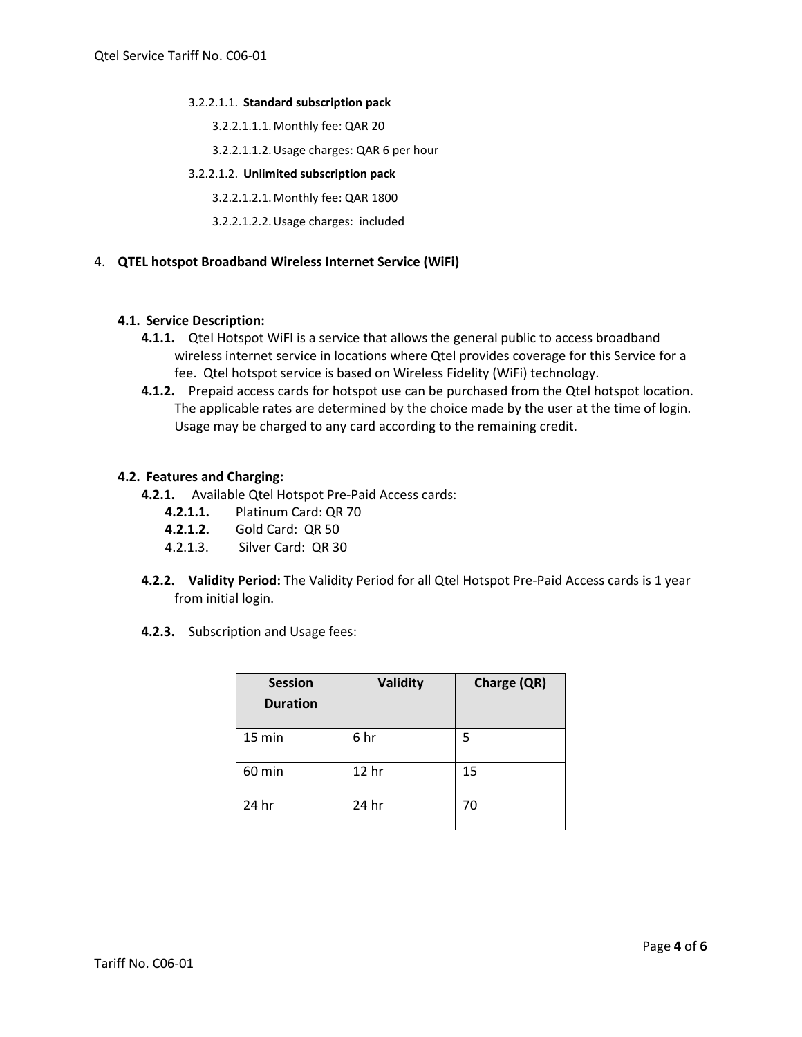3.2.2.1.1. **Standard subscription pack**

3.2.2.1.1.1. Monthly fee: QAR 20

3.2.2.1.1.2. Usage charges: QAR 6 per hour

3.2.2.1.2. **Unlimited subscription pack**

3.2.2.1.2.1. Monthly fee: QAR 1800

3.2.2.1.2.2. Usage charges: included

## 4. QTEL hotspot Broadband Wireless Internet Service (WiFi)

### 4.1. Service Description:

**4.1.1.** Qtel Hotspot WiFI is a service that allows the general public to access broadband wireless internet service in locations where Qtel provides coverage for this Service for a fee. Qtel hotspot service is based on Wireless Fidelity (WiFi) technology.

**4.1.2.** Prepaid access cards for hotspot use can be purchased from the Qtel hotspot location. The applicable rates are determined by the choice made by the user at the time of login. Usage may be charged to any card according to the remaining credit.

### 4.2. Features and Charging:

**4.2.1.** Available Qtel Hotspot Pre-Paid Access cards:

**4.2.1.1.** Platinum Card: QR 70

**4.2.1.2.** Gold Card: QR 50

4.2.1.3. Silver Card: QR 30

**4.2.2. Validity Period:** The Validity Period for all Qtel Hotspot Pre-Paid Access cards is 1 year from initial login.

**4.2.3.** Subscription and Usage fees:

| Session Duration | Validity | Charge (QR) |
|---|---|---|
| 15 min | 6 hr | 5 |
| 60 min | 12 hr | 15 |
| 24 hr | 24 hr | 70 |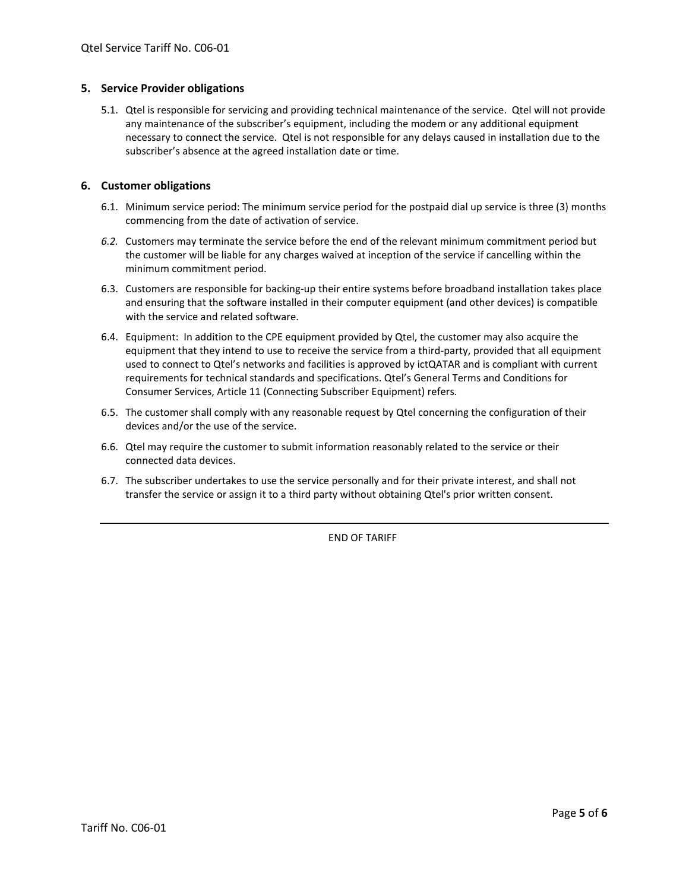## 5. Service Provider obligations

5.1. Qtel is responsible for servicing and providing technical maintenance of the service. Qtel will not provide any maintenance of the subscriber's equipment, including the modem or any additional equipment necessary to connect the service. Qtel is not responsible for any delays caused in installation due to the subscriber's absence at the agreed installation date or time.

## 6. Customer obligations

6.1. Minimum service period: The minimum service period for the postpaid dial up service is three (3) months commencing from the date of activation of service.

*6.2.* Customers may terminate the service before the end of the relevant minimum commitment period but the customer will be liable for any charges waived at inception of the service if cancelling within the minimum commitment period.

6.3. Customers are responsible for backing-up their entire systems before broadband installation takes place and ensuring that the software installed in their computer equipment (and other devices) is compatible with the service and related software.

6.4. Equipment: In addition to the CPE equipment provided by Qtel, the customer may also acquire the equipment that they intend to use to receive the service from a third-party, provided that all equipment used to connect to Qtel's networks and facilities is approved by ictQATAR and is compliant with current requirements for technical standards and specifications. Qtel's General Terms and Conditions for Consumer Services, Article 11 (Connecting Subscriber Equipment) refers.

6.5. The customer shall comply with any reasonable request by Qtel concerning the configuration of their devices and/or the use of the service.

6.6. Qtel may require the customer to submit information reasonably related to the service or their connected data devices.

6.7. The subscriber undertakes to use the service personally and for their private interest, and shall not transfer the service or assign it to a third party without obtaining Qtel's prior written consent.

---

END OF TARIFF